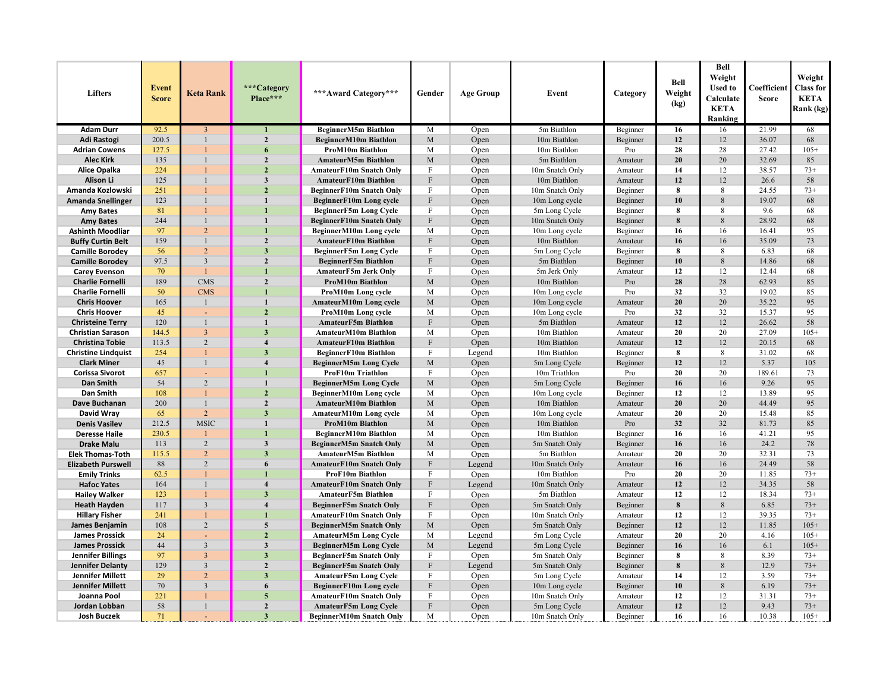| Lifters | Event Score | Keta Rank | ***Category Place*** | ***Award Category*** | Gender | Age Group | Event | Category | Bell Weight (kg) | Bell Weight Used to Calculate KETA Ranking | Coefficient Score | Weight Class for KETA Rank (kg) |
|---|---|---|---|---|---|---|---|---|---|---|---|---|
| Adam Durr | 92.5 | 3 | 1 | BeginnerM5m Biathlon | M | Open | 5m Biathlon | Beginner | 16 | 16 | 21.99 | 68 |
| Adi Rastogi | 200.5 | 1 | 2 | BeginnerM10m Biathlon | M | Open | 10m Biathlon | Beginner | 12 | 12 | 36.07 | 68 |
| Adrian Cowens | 127.5 | 1 | 6 | ProM10m Biathlon | M | Open | 10m Biathlon | Pro | 28 | 28 | 27.42 | 105+ |
| Alec Kirk | 135 | 1 | 2 | AmateurM5m Biathlon | M | Open | 5m Biathlon | Amateur | 20 | 20 | 32.69 | 85 |
| Alice Opalka | 224 | 1 | 2 | AmateurF10m Snatch Only | F | Open | 10m Snatch Only | Amateur | 14 | 12 | 38.57 | 73+ |
| Alison Li | 125 | 1 | 3 | AmateurF10m Biathlon | F | Open | 10m Biathlon | Amateur | 12 | 12 | 26.6 | 58 |
| Amanda Kozlowski | 251 | 1 | 2 | BeginnerF10m Snatch Only | F | Open | 10m Snatch Only | Beginner | 8 | 8 | 24.55 | 73+ |
| Amanda Snellinger | 123 | 1 | 1 | BeginnerF10m Long cycle | F | Open | 10m Long cycle | Beginner | 10 | 8 | 19.07 | 68 |
| Amy Bates | 81 | 1 | 1 | BeginnerF5m Long Cycle | F | Open | 5m Long Cycle | Beginner | 8 | 8 | 9.6 | 68 |
| Amy Bates | 244 | 1 | 1 | BeginnerF10m Snatch Only | F | Open | 10m Snatch Only | Beginner | 8 | 8 | 28.92 | 68 |
| Ashinth Moodliar | 97 | 2 | 1 | BeginnerM10m Long cycle | M | Open | 10m Long cycle | Beginner | 16 | 16 | 16.41 | 95 |
| Buffy Curtin Belt | 159 | 1 | 2 | AmateurF10m Biathlon | F | Open | 10m Biathlon | Amateur | 16 | 16 | 35.09 | 73 |
| Camille Borodey | 56 | 2 | 3 | BeginnerF5m Long Cycle | F | Open | 5m Long Cycle | Beginner | 8 | 8 | 6.83 | 68 |
| Camille Borodey | 97.5 | 3 | 2 | BeginnerF5m Biathlon | F | Open | 5m Biathlon | Beginner | 10 | 8 | 14.86 | 68 |
| Carey Evenson | 70 | 1 | 1 | AmateurF5m Jerk Only | F | Open | 5m Jerk Only | Amateur | 12 | 12 | 12.44 | 68 |
| Charlie Fornelli | 189 | CMS | 2 | ProM10m Biathlon | M | Open | 10m Biathlon | Pro | 28 | 28 | 62.93 | 85 |
| Charlie Fornelli | 50 | CMS | 1 | ProM10m Long cycle | M | Open | 10m Long cycle | Pro | 32 | 32 | 19.02 | 85 |
| Chris Hoover | 165 | 1 | 1 | AmateurM10m Long cycle | M | Open | 10m Long cycle | Amateur | 20 | 20 | 35.22 | 95 |
| Chris Hoover | 45 | - | 2 | ProM10m Long cycle | M | Open | 10m Long cycle | Pro | 32 | 32 | 15.37 | 95 |
| Christeine Terry | 120 | 1 | 1 | AmateurF5m Biathlon | F | Open | 5m Biathlon | Amateur | 12 | 12 | 26.62 | 58 |
| Christian Sarason | 144.5 | 3 | 3 | AmateurM10m Biathlon | M | Open | 10m Biathlon | Amateur | 20 | 20 | 27.09 | 105+ |
| Christina Tobie | 113.5 | 2 | 4 | AmateurF10m Biathlon | F | Open | 10m Biathlon | Amateur | 12 | 12 | 20.15 | 68 |
| Christine Lindquist | 254 | 1 | 3 | BeginnerF10m Biathlon | F | Legend | 10m Biathlon | Beginner | 8 | 8 | 31.02 | 68 |
| Clark Miner | 45 | 1 | 4 | BeginnerM5m Long Cycle | M | Open | 5m Long Cycle | Beginner | 12 | 12 | 5.37 | 105 |
| Corissa Sivorot | 657 | - | 1 | ProF10m Triathlon | F | Open | 10m Triathlon | Pro | 20 | 20 | 189.61 | 73 |
| Dan Smith | 54 | 2 | 1 | BeginnerM5m Long Cycle | M | Open | 5m Long Cycle | Beginner | 16 | 16 | 9.26 | 95 |
| Dan Smith | 108 | 1 | 2 | BeginnerM10m Long cycle | M | Open | 10m Long cycle | Beginner | 12 | 12 | 13.89 | 95 |
| Dave Buchanan | 200 | 1 | 2 | AmateurM10m Biathlon | M | Open | 10m Biathlon | Amateur | 20 | 20 | 44.49 | 95 |
| David Wray | 65 | 2 | 3 | AmateurM10m Long cycle | M | Open | 10m Long cycle | Amateur | 20 | 20 | 15.48 | 85 |
| Denis Vasilev | 212.5 | MSIC | 1 | ProM10m Biathlon | M | Open | 10m Biathlon | Pro | 32 | 32 | 81.73 | 85 |
| Deresse Haile | 230.5 | 1 | 1 | BeginnerM10m Biathlon | M | Open | 10m Biathlon | Beginner | 16 | 16 | 41.21 | 95 |
| Drake Malu | 113 | 2 | 3 | BeginnerM5m Snatch Only | M | Open | 5m Snatch Only | Beginner | 16 | 16 | 24.2 | 78 |
| Elek Thomas-Toth | 115.5 | 2 | 3 | AmateurM5m Biathlon | M | Open | 5m Biathlon | Amateur | 20 | 20 | 32.31 | 73 |
| Elizabeth Purswell | 88 | 2 | 6 | AmateurF10m Snatch Only | F | Legend | 10m Snatch Only | Amateur | 16 | 16 | 24.49 | 58 |
| Emily Trinks | 62.5 | 1 | 1 | ProF10m Biathlon | F | Open | 10m Biathlon | Pro | 20 | 20 | 11.85 | 73+ |
| Hafoc Yates | 164 | 1 | 4 | AmateurF10m Snatch Only | F | Legend | 10m Snatch Only | Amateur | 12 | 12 | 34.35 | 58 |
| Hailey Walker | 123 | 1 | 3 | AmateurF5m Biathlon | F | Open | 5m Biathlon | Amateur | 12 | 12 | 18.34 | 73+ |
| Heath Hayden | 117 | 3 | 4 | BeginnerF5m Snatch Only | F | Open | 5m Snatch Only | Beginner | 8 | 8 | 6.85 | 73+ |
| Hillary Fisher | 241 | 1 | 1 | AmateurF10m Snatch Only | F | Open | 10m Snatch Only | Amateur | 12 | 12 | 39.35 | 73+ |
| James Benjamin | 108 | 2 | 5 | BeginnerM5m Snatch Only | M | Open | 5m Snatch Only | Beginner | 12 | 12 | 11.85 | 105+ |
| James Prossick | 24 | - | 2 | AmateurM5m Long Cycle | M | Legend | 5m Long Cycle | Amateur | 20 | 20 | 4.16 | 105+ |
| James Prossick | 44 | 3 | 3 | BeginnerM5m Long Cycle | M | Legend | 5m Long Cycle | Beginner | 16 | 16 | 6.1 | 105+ |
| Jennifer Billings | 97 | 3 | 3 | BeginnerF5m Snatch Only | F | Open | 5m Snatch Only | Beginner | 8 | 8 | 8.39 | 73+ |
| Jennifer Delanty | 129 | 3 | 2 | BeginnerF5m Snatch Only | F | Legend | 5m Snatch Only | Beginner | 8 | 8 | 12.9 | 73+ |
| Jennifer Millett | 29 | 2 | 3 | AmateurF5m Long Cycle | F | Open | 5m Long Cycle | Amateur | 14 | 12 | 3.59 | 73+ |
| Jennifer Millett | 70 | 3 | 6 | BeginnerF10m Long cycle | F | Open | 10m Long cycle | Beginner | 10 | 8 | 6.19 | 73+ |
| Joanna Pool | 221 | 1 | 5 | AmateurF10m Snatch Only | F | Open | 10m Snatch Only | Amateur | 12 | 12 | 31.31 | 73+ |
| Jordan Lobban | 58 | 1 | 2 | AmateurF5m Long Cycle | F | Open | 5m Long Cycle | Amateur | 12 | 12 | 9.43 | 73+ |
| Josh Buczek | 71 | - | 3 | BeginnerM10m Snatch Only | M | Open | 10m Snatch Only | Beginner | 16 | 16 | 10.38 | 105+ |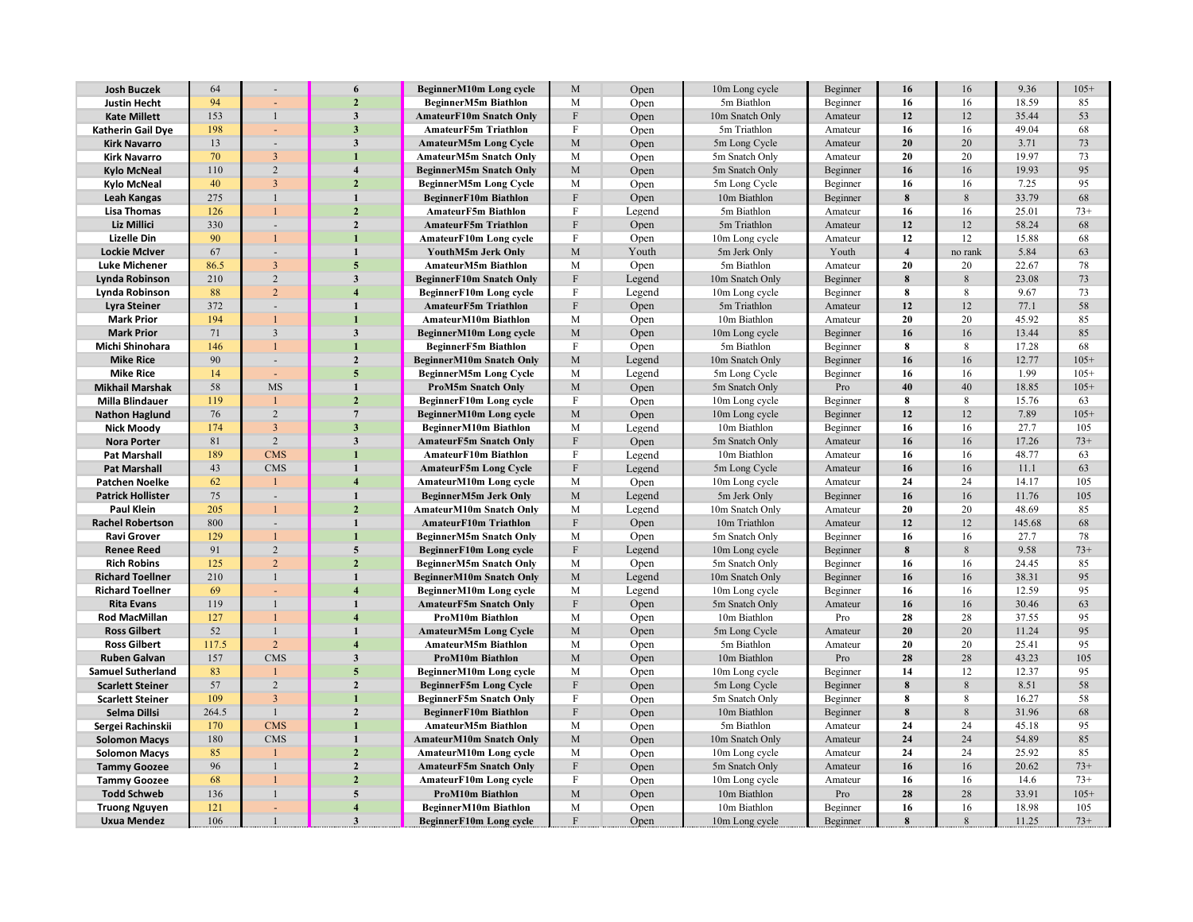| | | | | | | | | | | | | | |
|---|---|---|---|---|---|---|---|---|---|---|---|---|---|
| Josh Buczek | 64 | - | 6 | BeginnerM10m Long cycle | M | Open | 10m Long cycle | Beginner | 16 | 16 | 9.36 | 105+ |
| Justin Hecht | 94 | - | 2 | BeginnerM5m Biathlon | M | Open | 5m Biathlon | Beginner | 16 | 16 | 18.59 | 85 |
| Kate Millett | 153 | 1 | 3 | AmateurF10m Snatch Only | F | Open | 10m Snatch Only | Amateur | 12 | 12 | 35.44 | 53 |
| Katherin Gail Dye | 198 | - | 3 | AmateurF5m Triathlon | F | Open | 5m Triathlon | Amateur | 16 | 16 | 49.04 | 68 |
| Kirk Navarro | 13 | - | 3 | AmateurM5m Long Cycle | M | Open | 5m Long Cycle | Amateur | 20 | 20 | 3.71 | 73 |
| Kirk Navarro | 70 | 3 | 1 | AmateurM5m Snatch Only | M | Open | 5m Snatch Only | Amateur | 20 | 20 | 19.97 | 73 |
| Kylo McNeal | 110 | 2 | 4 | BeginnerM5m Snatch Only | M | Open | 5m Snatch Only | Beginner | 16 | 16 | 19.93 | 95 |
| Kylo McNeal | 40 | 3 | 2 | BeginnerM5m Long Cycle | M | Open | 5m Long Cycle | Beginner | 16 | 16 | 7.25 | 95 |
| Leah Kangas | 275 | 1 | 1 | BeginnerF10m Biathlon | F | Open | 10m Biathlon | Beginner | 8 | 8 | 33.79 | 68 |
| Lisa Thomas | 126 | 1 | 2 | AmateurF5m Biathlon | F | Legend | 5m Biathlon | Amateur | 16 | 16 | 25.01 | 73+ |
| Liz Millici | 330 | - | 2 | AmateurF5m Triathlon | F | Open | 5m Triathlon | Amateur | 12 | 12 | 58.24 | 68 |
| Lizelle Din | 90 | 1 | 1 | AmateurF10m Long cycle | F | Open | 10m Long cycle | Amateur | 12 | 12 | 15.88 | 68 |
| Lockie McIver | 67 | - | 1 | YouthM5m Jerk Only | M | Youth | 5m Jerk Only | Youth | 4 | no rank | 5.84 | 63 |
| Luke Michener | 86.5 | 3 | 5 | AmateurM5m Biathlon | M | Open | 5m Biathlon | Amateur | 20 | 20 | 22.67 | 78 |
| Lynda Robinson | 210 | 2 | 3 | BeginnerF10m Snatch Only | F | Legend | 10m Snatch Only | Beginner | 8 | 8 | 23.08 | 73 |
| Lynda Robinson | 88 | 2 | 4 | BeginnerF10m Long cycle | F | Legend | 10m Long cycle | Beginner | 8 | 8 | 9.67 | 73 |
| Lyra Steiner | 372 | - | 1 | AmateurF5m Triathlon | F | Open | 5m Triathlon | Amateur | 12 | 12 | 77.1 | 58 |
| Mark Prior | 194 | 1 | 1 | AmateurM10m Biathlon | M | Open | 10m Biathlon | Amateur | 20 | 20 | 45.92 | 85 |
| Mark Prior | 71 | 3 | 3 | BeginnerM10m Long cycle | M | Open | 10m Long cycle | Beginner | 16 | 16 | 13.44 | 85 |
| Michi Shinohara | 146 | 1 | 1 | BeginnerF5m Biathlon | F | Open | 5m Biathlon | Beginner | 8 | 8 | 17.28 | 68 |
| Mike Rice | 90 | - | 2 | BeginnerM10m Snatch Only | M | Legend | 10m Snatch Only | Beginner | 16 | 16 | 12.77 | 105+ |
| Mike Rice | 14 | - | 5 | BeginnerM5m Long Cycle | M | Legend | 5m Long Cycle | Beginner | 16 | 16 | 1.99 | 105+ |
| Mikhail Marshak | 58 | MS | 1 | ProM5m Snatch Only | M | Open | 5m Snatch Only | Pro | 40 | 40 | 18.85 | 105+ |
| Milla Blindauer | 119 | 1 | 2 | BeginnerF10m Long cycle | F | Open | 10m Long cycle | Beginner | 8 | 8 | 15.76 | 63 |
| Nathon Haglund | 76 | 2 | 7 | BeginnerM10m Long cycle | M | Open | 10m Long cycle | Beginner | 12 | 12 | 7.89 | 105+ |
| Nick Moody | 174 | 3 | 3 | BeginnerM10m Biathlon | M | Legend | 10m Biathlon | Beginner | 16 | 16 | 27.7 | 105 |
| Nora Porter | 81 | 2 | 3 | AmateurF5m Snatch Only | F | Open | 5m Snatch Only | Amateur | 16 | 16 | 17.26 | 73+ |
| Pat Marshall | 189 | CMS | 1 | AmateurF10m Biathlon | F | Legend | 10m Biathlon | Amateur | 16 | 16 | 48.77 | 63 |
| Pat Marshall | 43 | CMS | 1 | AmateurF5m Long Cycle | F | Legend | 5m Long Cycle | Amateur | 16 | 16 | 11.1 | 63 |
| Patchen Noelke | 62 | 1 | 4 | AmateurM10m Long cycle | M | Open | 10m Long cycle | Amateur | 24 | 24 | 14.17 | 105 |
| Patrick Hollister | 75 | - | 1 | BeginnerM5m Jerk Only | M | Legend | 5m Jerk Only | Beginner | 16 | 16 | 11.76 | 105 |
| Paul Klein | 205 | 1 | 2 | AmateurM10m Snatch Only | M | Legend | 10m Snatch Only | Amateur | 20 | 20 | 48.69 | 85 |
| Rachel Robertson | 800 | - | 1 | AmateurF10m Triathlon | F | Open | 10m Triathlon | Amateur | 12 | 12 | 145.68 | 68 |
| Ravi Grover | 129 | 1 | 1 | BeginnerM5m Snatch Only | M | Open | 5m Snatch Only | Beginner | 16 | 16 | 27.7 | 78 |
| Renee Reed | 91 | 2 | 5 | BeginnerF10m Long cycle | F | Legend | 10m Long cycle | Beginner | 8 | 8 | 9.58 | 73+ |
| Rich Robins | 125 | 2 | 2 | BeginnerM5m Snatch Only | M | Open | 5m Snatch Only | Beginner | 16 | 16 | 24.45 | 85 |
| Richard Toellner | 210 | 1 | 1 | BeginnerM10m Snatch Only | M | Legend | 10m Snatch Only | Beginner | 16 | 16 | 38.31 | 95 |
| Richard Toellner | 69 | - | 4 | BeginnerM10m Long cycle | M | Legend | 10m Long cycle | Beginner | 16 | 16 | 12.59 | 95 |
| Rita Evans | 119 | 1 | 1 | AmateurF5m Snatch Only | F | Open | 5m Snatch Only | Amateur | 16 | 16 | 30.46 | 63 |
| Rod MacMillan | 127 | 1 | 4 | ProM10m Biathlon | M | Open | 10m Biathlon | Pro | 28 | 28 | 37.55 | 95 |
| Ross Gilbert | 52 | 1 | 1 | AmateurM5m Long Cycle | M | Open | 5m Long Cycle | Amateur | 20 | 20 | 11.24 | 95 |
| Ross Gilbert | 117.5 | 2 | 4 | AmateurM5m Biathlon | M | Open | 5m Biathlon | Amateur | 20 | 20 | 25.41 | 95 |
| Ruben Galvan | 157 | CMS | 3 | ProM10m Biathlon | M | Open | 10m Biathlon | Pro | 28 | 28 | 43.23 | 105 |
| Samuel Sutherland | 83 | 1 | 5 | BeginnerM10m Long cycle | M | Open | 10m Long cycle | Beginner | 14 | 12 | 12.37 | 95 |
| Scarlett Steiner | 57 | 2 | 2 | BeginnerF5m Long Cycle | F | Open | 5m Long Cycle | Beginner | 8 | 8 | 8.51 | 58 |
| Scarlett Steiner | 109 | 3 | 1 | BeginnerF5m Snatch Only | F | Open | 5m Snatch Only | Beginner | 8 | 8 | 16.27 | 58 |
| Selma Dillsi | 264.5 | 1 | 2 | BeginnerF10m Biathlon | F | Open | 10m Biathlon | Beginner | 8 | 8 | 31.96 | 68 |
| Sergei Rachinskii | 170 | CMS | 1 | AmateurM5m Biathlon | M | Open | 5m Biathlon | Amateur | 24 | 24 | 45.18 | 95 |
| Solomon Macys | 180 | CMS | 1 | AmateurM10m Snatch Only | M | Open | 10m Snatch Only | Amateur | 24 | 24 | 54.89 | 85 |
| Solomon Macys | 85 | 1 | 2 | AmateurM10m Long cycle | M | Open | 10m Long cycle | Amateur | 24 | 24 | 25.92 | 85 |
| Tammy Goozee | 96 | 1 | 2 | AmateurF5m Snatch Only | F | Open | 5m Snatch Only | Amateur | 16 | 16 | 20.62 | 73+ |
| Tammy Goozee | 68 | 1 | 2 | AmateurF10m Long cycle | F | Open | 10m Long cycle | Amateur | 16 | 16 | 14.6 | 73+ |
| Todd Schweb | 136 | 1 | 5 | ProM10m Biathlon | M | Open | 10m Biathlon | Pro | 28 | 28 | 33.91 | 105+ |
| Truong Nguyen | 121 | - | 4 | BeginnerM10m Biathlon | M | Open | 10m Biathlon | Beginner | 16 | 16 | 18.98 | 105 |
| Uxua Mendez | 106 | 1 | 3 | BeginnerF10m Long cycle | F | Open | 10m Long cycle | Beginner | 8 | 8 | 11.25 | 73+ |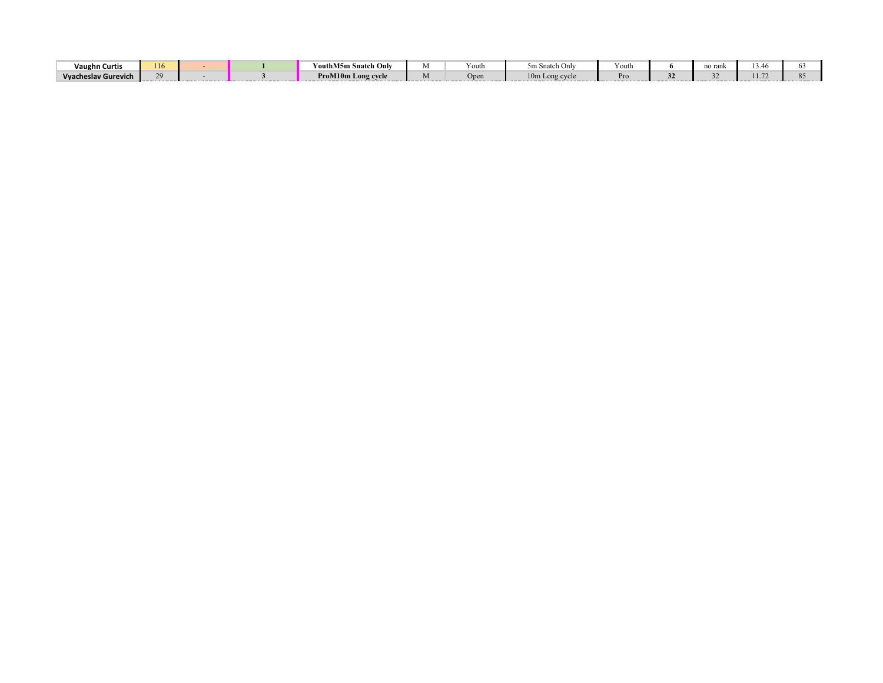| | | | | | | | | | | | | |
|---|---|---|---|---|---|---|---|---|---|---|---|---|
| **Vaughn Curtis** | 116 | - | **1** | **YouthM5m Snatch Only** | M | Youth | 5m Snatch Only | Youth | **6** | no rank | 13.46 | 63 |
| **Vyacheslav Gurevich** | 29 | - | **3** | **ProM10m Long cycle** | M | Open | 10m Long cycle | Pro | **32** | 32 | 11.72 | 85 |